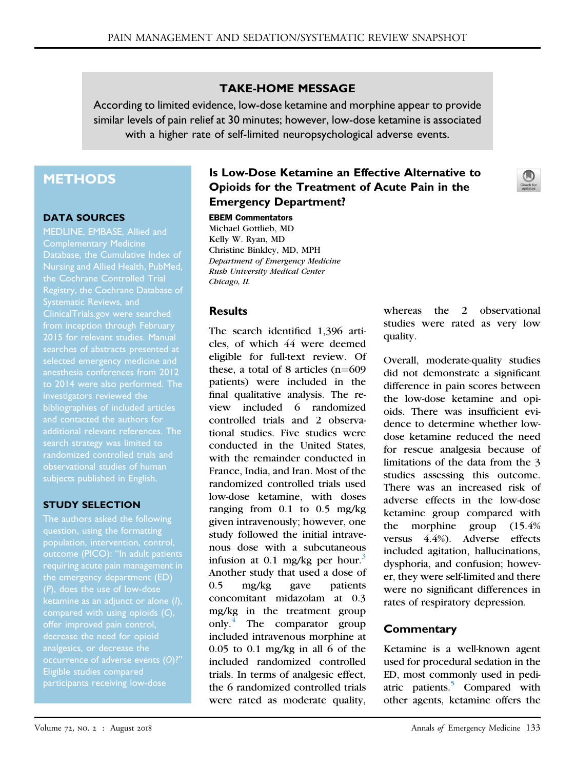# TAKE-HOME MESSAGE

According to limited evidence, low-dose ketamine and morphine appear to provide similar levels of pain relief at 30 minutes; however, low-dose ketamine is associated with a higher rate of self-limited neuropsychological adverse events.

# Is Low-Dose Ketamine an Effective Alternative to Opioids for the Treatment of Acute Pain in the Emergency Department?

**EBEM Commentators**
Michael Gottlieb, MD
Kelly W. Ryan, MD
Christine Binkley, MD, MPH
*Department of Emergency Medicine*
*Rush University Medical Center*
*Chicago, IL*

## METHODS

### DATA SOURCES

MEDLINE, EMBASE, Allied and Complementary Medicine Database, the Cumulative Index of Nursing and Allied Health, PubMed, the Cochrane Controlled Trial Registry, the Cochrane Database of Systematic Reviews, and ClinicalTrials.gov were searched from inception through February 2015 for relevant studies. Manual searches of abstracts presented at selected emergency medicine and anesthesia conferences from 2012 to 2014 were also performed. The investigators reviewed the bibliographies of included articles and contacted the authors for additional relevant references. The search strategy was limited to randomized controlled trials and observational studies of human subjects published in English.

### STUDY SELECTION

The authors asked the following question, using the formatting population, intervention, control, outcome (PICO): "In adult patients requiring acute pain management in the emergency department (ED) (*P*), does the use of low-dose ketamine as an adjunct or alone (*I*), compared with using opioids (*C*), offer improved pain control, decrease the need for opioid analgesics, or decrease the occurrence of adverse events (*O*)?" Eligible studies compared participants receiving low-dose

## Results

The search identified 1,396 articles, of which 44 were deemed eligible for full-text review. Of these, a total of 8 articles (n=609 patients) were included in the final qualitative analysis. The review included 6 randomized controlled trials and 2 observational studies. Five studies were conducted in the United States, with the remainder conducted in France, India, and Iran. Most of the randomized controlled trials used low-dose ketamine, with doses ranging from 0.1 to 0.5 mg/kg given intravenously; however, one study followed the initial intravenous dose with a subcutaneous infusion at 0.1 mg/kg per hour.[3] Another study that used a dose of 0.5 mg/kg gave patients concomitant midazolam at 0.3 mg/kg in the treatment group only.[4] The comparator group included intravenous morphine at 0.05 to 0.1 mg/kg in all 6 of the included randomized controlled trials. In terms of analgesic effect, the 6 randomized controlled trials were rated as moderate quality, whereas the 2 observational studies were rated as very low quality.

Overall, moderate-quality studies did not demonstrate a significant difference in pain scores between the low-dose ketamine and opioids. There was insufficient evidence to determine whether low-dose ketamine reduced the need for rescue analgesia because of limitations of the data from the 3 studies assessing this outcome. There was an increased risk of adverse effects in the low-dose ketamine group compared with the morphine group (15.4% versus 4.4%). Adverse effects included agitation, hallucinations, dysphoria, and confusion; however, they were self-limited and there were no significant differences in rates of respiratory depression.

## Commentary

Ketamine is a well-known agent used for procedural sedation in the ED, most commonly used in pediatric patients.[5] Compared with other agents, ketamine offers the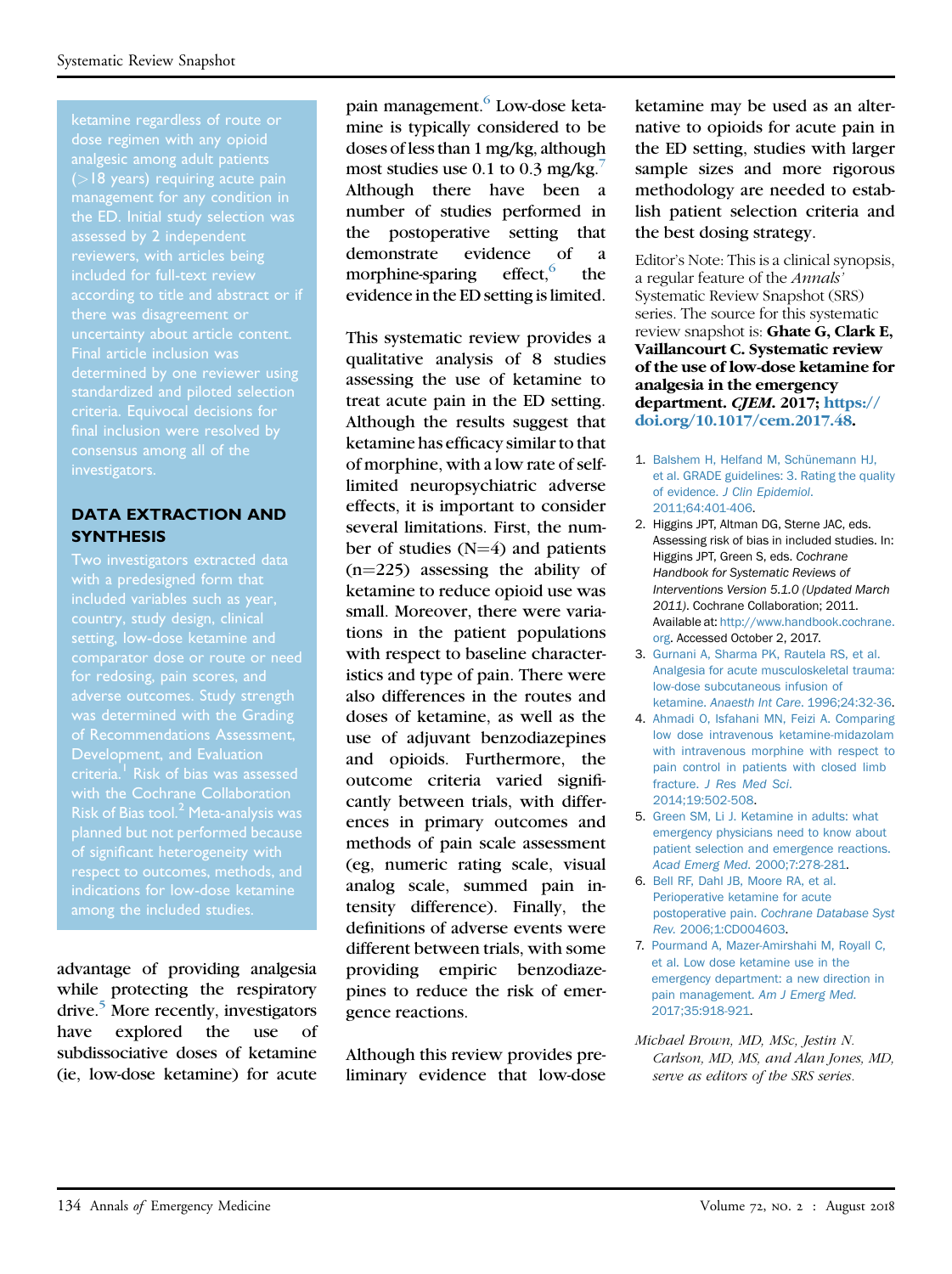ketamine regardless of route or dose regimen with any opioid analgesic among adult patients (>18 years) requiring acute pain management for any condition in the ED. Initial study selection was assessed by 2 independent reviewers, with articles being included for full-text review according to title and abstract or if there was disagreement or uncertainty about article content. Final article inclusion was determined by one reviewer using standardized and piloted selection criteria. Equivocal decisions for final inclusion were resolved by consensus among all of the investigators.

## DATA EXTRACTION AND SYNTHESIS

Two investigators extracted data with a predesigned form that included variables such as year, country, study design, clinical setting, low-dose ketamine and comparator dose or route or need for redosing, pain scores, and adverse outcomes. Study strength was determined with the Grading of Recommendations Assessment, Development, and Evaluation criteria.[1] Risk of bias was assessed with the Cochrane Collaboration Risk of Bias tool.[2] Meta-analysis was planned but not performed because of significant heterogeneity with respect to outcomes, methods, and indications for low-dose ketamine among the included studies.

advantage of providing analgesia while protecting the respiratory drive.[5] More recently, investigators have explored the use of subdissociative doses of ketamine (ie, low-dose ketamine) for acute pain management.[6] Low-dose ketamine is typically considered to be doses of less than 1 mg/kg, although most studies use 0.1 to 0.3 mg/kg.[7] Although there have been a number of studies performed in the postoperative setting that demonstrate evidence of a morphine-sparing effect,[6] the evidence in the ED setting is limited.

This systematic review provides a qualitative analysis of 8 studies assessing the use of ketamine to treat acute pain in the ED setting. Although the results suggest that ketamine has efficacy similar to that of morphine, with a low rate of self-limited neuropsychiatric adverse effects, it is important to consider several limitations. First, the number of studies (N=4) and patients (n=225) assessing the ability of ketamine to reduce opioid use was small. Moreover, there were variations in the patient populations with respect to baseline characteristics and type of pain. There were also differences in the routes and doses of ketamine, as well as the use of adjuvant benzodiazepines and opioids. Furthermore, the outcome criteria varied significantly between trials, with differences in primary outcomes and methods of pain scale assessment (eg, numeric rating scale, visual analog scale, summed pain intensity difference). Finally, the definitions of adverse events were different between trials, with some providing empiric benzodiazepines to reduce the risk of emergence reactions.

Although this review provides preliminary evidence that low-dose ketamine may be used as an alternative to opioids for acute pain in the ED setting, studies with larger sample sizes and more rigorous methodology are needed to establish patient selection criteria and the best dosing strategy.

Editor's Note: This is a clinical synopsis, a regular feature of the *Annals'* Systematic Review Snapshot (SRS) series. The source for this systematic review snapshot is: **Ghate G, Clark E, Vaillancourt C. Systematic review of the use of low-dose ketamine for analgesia in the emergency department. *CJEM*. 2017; https://doi.org/10.1017/cem.2017.48.**

1. Balshem H, Helfand M, Schünemann HJ, et al. GRADE guidelines: 3. Rating the quality of evidence. *J Clin Epidemiol*. 2011;64:401-406.
2. Higgins JPT, Altman DG, Sterne JAC, eds. Assessing risk of bias in included studies. In: Higgins JPT, Green S, eds. *Cochrane Handbook for Systematic Reviews of Interventions Version 5.1.0 (Updated March 2011)*. Cochrane Collaboration; 2011. Available at: http://www.handbook.cochrane.org. Accessed October 2, 2017.
3. Gurnani A, Sharma PK, Rautela RS, et al. Analgesia for acute musculoskeletal trauma: low-dose subcutaneous infusion of ketamine. *Anaesth Int Care*. 1996;24:32-36.
4. Ahmadi O, Isfahani MN, Feizi A. Comparing low dose intravenous ketamine-midazolam with intravenous morphine with respect to pain control in patients with closed limb fracture. *J Res Med Sci*. 2014;19:502-508.
5. Green SM, Li J. Ketamine in adults: what emergency physicians need to know about patient selection and emergence reactions. *Acad Emerg Med*. 2000;7:278-281.
6. Bell RF, Dahl JB, Moore RA, et al. Perioperative ketamine for acute postoperative pain. *Cochrane Database Syst Rev*. 2006;1:CD004603.
7. Pourmand A, Mazer-Amirshahi M, Royall C, et al. Low dose ketamine use in the emergency department: a new direction in pain management. *Am J Emerg Med*. 2017;35:918-921.

*Michael Brown, MD, MSc, Jestin N. Carlson, MD, MS, and Alan Jones, MD, serve as editors of the SRS series.*